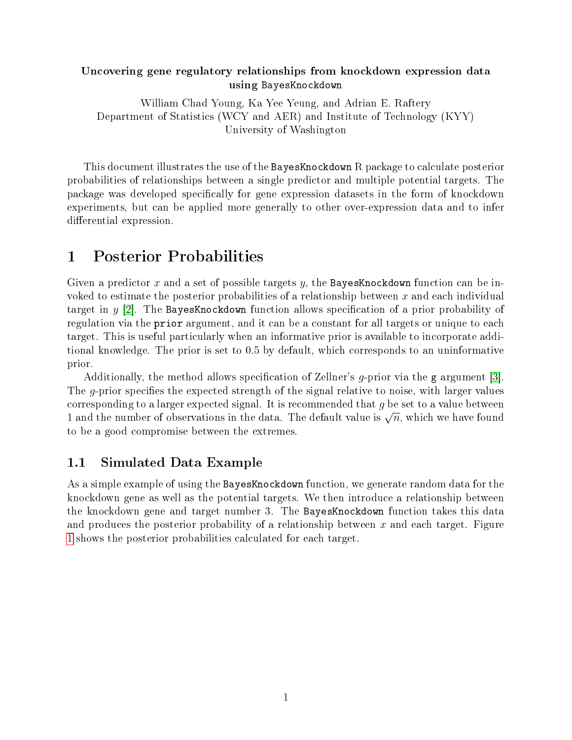**Uncovering gene regulatory relationships from knockdown expression data using BayesKnockdown**

William Chad Young, Ka Yee Yeung, and Adrian E. Raftery
Department of Statistics (WCY and AER) and Institute of Technology (KYY)
University of Washington

This document illustrates the use of the BayesKnockdown R package to calculate posterior probabilities of relationships between a single predictor and multiple potential targets. The package was developed specifically for gene expression datasets in the form of knockdown experiments, but can be applied more generally to other over-expression data and to infer differential expression.

# 1 Posterior Probabilities

Given a predictor $x$ and a set of possible targets $y$, the BayesKnockdown function can be invoked to estimate the posterior probabilities of a relationship between $x$ and each individual target in $y$ [2]. The BayesKnockdown function allows specification of a prior probability of regulation via the prior argument, and it can be a constant for all targets or unique to each target. This is useful particularly when an informative prior is available to incorporate additional knowledge. The prior is set to 0.5 by default, which corresponds to an uninformative prior.

Additionally, the method allows specification of Zellner's $g$-prior via the g argument [3]. The $g$-prior specifies the expected strength of the signal relative to noise, with larger values corresponding to a larger expected signal. It is recommended that $g$ be set to a value between 1 and the number of observations in the data. The default value is $\sqrt{n}$, which we have found to be a good compromise between the extremes.

## 1.1 Simulated Data Example

As a simple example of using the BayesKnockdown function, we generate random data for the knockdown gene as well as the potential targets. We then introduce a relationship between the knockdown gene and target number 3. The BayesKnockdown function takes this data and produces the posterior probability of a relationship between $x$ and each target. Figure 1 shows the posterior probabilities calculated for each target.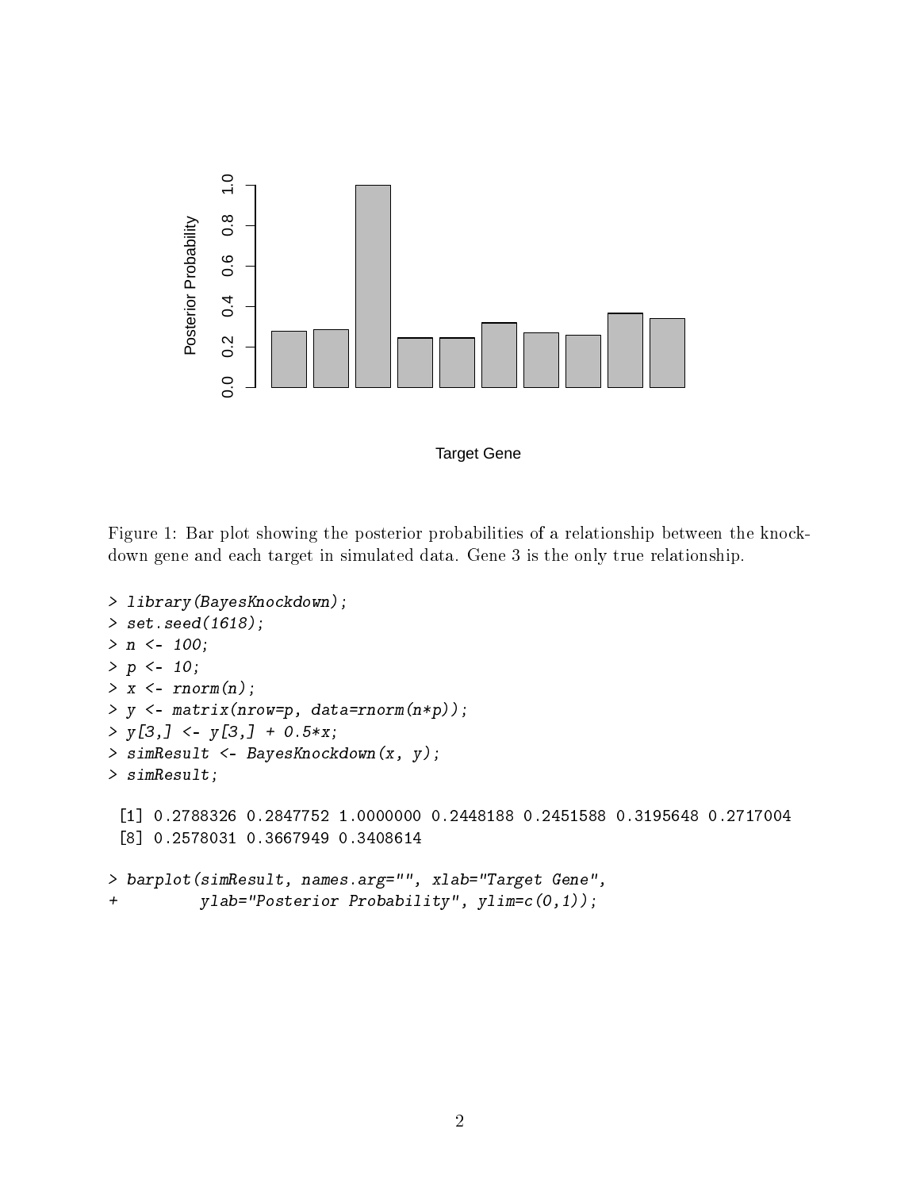Figure 1: Bar plot showing the posterior probabilities of a relationship between the knockdown gene and each target in simulated data. Gene 3 is the only true relationship.

```
> library(BayesKnockdown);
> set.seed(1618);
> n <- 100;
> p <- 10;
> x <- rnorm(n);
> y <- matrix(nrow=p, data=rnorm(n*p));
> y[3,] <- y[3,] + 0.5*x;
> simResult <- BayesKnockdown(x, y);
> simResult;

 [1] 0.2788326 0.2847752 1.0000000 0.2448188 0.2451588 0.3195648 0.2717004
 [8] 0.2578031 0.3667949 0.3408614

> barplot(simResult, names.arg="", xlab="Target Gene",
+         ylab="Posterior Probability", ylim=c(0,1));
```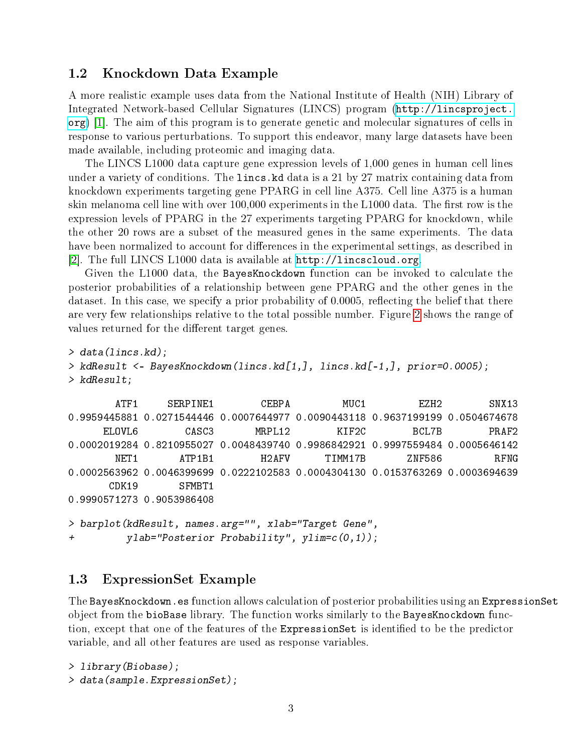## 1.2 Knockdown Data Example

A more realistic example uses data from the National Institute of Health (NIH) Library of Integrated Network-based Cellular Signatures (LINCS) program (http://lincsproject.org) [1]. The aim of this program is to generate genetic and molecular signatures of cells in response to various perturbations. To support this endeavor, many large datasets have been made available, including proteomic and imaging data.

The LINCS L1000 data capture gene expression levels of 1,000 genes in human cell lines under a variety of conditions. The `lincs.kd` data is a 21 by 27 matrix containing data from knockdown experiments targeting gene PPARG in cell line A375. Cell line A375 is a human skin melanoma cell line with over 100,000 experiments in the L1000 data. The first row is the expression levels of PPARG in the 27 experiments targeting PPARG for knockdown, while the other 20 rows are a subset of the measured genes in the same experiments. The data have been normalized to account for differences in the experimental settings, as described in [2]. The full LINCS L1000 data is available at http://lincscloud.org.

Given the L1000 data, the `BayesKnockdown` function can be invoked to calculate the posterior probabilities of a relationship between gene PPARG and the other genes in the dataset. In this case, we specify a prior probability of 0.0005, reflecting the belief that there are very few relationships relative to the total possible number. Figure 2 shows the range of values returned for the different target genes.

```
> data(lincs.kd);
> kdResult <- BayesKnockdown(lincs.kd[1,], lincs.kd[-1,], prior=0.0005);
> kdResult;

        ATF1     SERPINE1        CEBPA         MUC1         EZH2        SNX13
0.9959445881 0.0271544446 0.0007644977 0.0090443118 0.9637199199 0.0504674678
      ELOVL6        CASC3       MRPL12        KIF2C        BCL7B        PRAF2
0.0002019284 0.8210955027 0.0048439740 0.9986842921 0.9997559484 0.0005646142
        NET1       ATP1B1        H2AFV      TIMM17B       ZNF586         RFNG
0.0002563962 0.0046399699 0.0222102583 0.0004304130 0.0153763269 0.0003694639
       CDK19       SFMBT1
0.9990571273 0.9053986408

> barplot(kdResult, names.arg="", xlab="Target Gene",
+         ylab="Posterior Probability", ylim=c(0,1));
```

## 1.3 ExpressionSet Example

The `BayesKnockdown.es` function allows calculation of posterior probabilities using an `ExpressionSet` object from the `bioBase` library. The function works similarly to the `BayesKnockdown` function, except that one of the features of the `ExpressionSet` is identified to be the predictor variable, and all other features are used as response variables.

```
> library(Biobase);
> data(sample.ExpressionSet);
```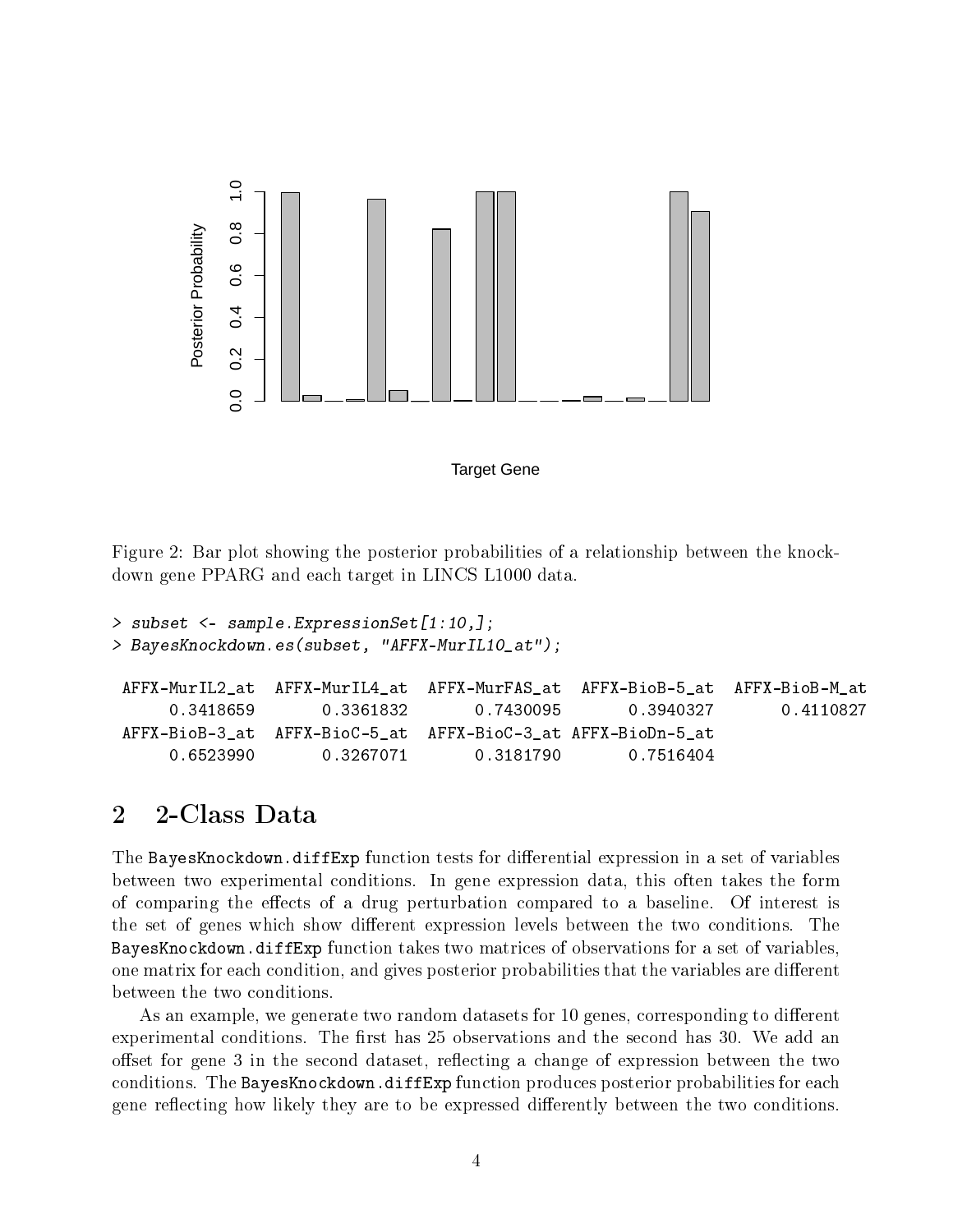Figure 2: Bar plot showing the posterior probabilities of a relationship between the knockdown gene PPARG and each target in LINCS L1000 data.

```
> subset <- sample.ExpressionSet[1:10,];
> BayesKnockdown.es(subset, "AFFX-MurIL10_at");

 AFFX-MurIL2_at  AFFX-MurIL4_at  AFFX-MurFAS_at  AFFX-BioB-5_at  AFFX-BioB-M_at
      0.3418659       0.3361832       0.7430095       0.3940327       0.4110827
 AFFX-BioB-3_at  AFFX-BioC-5_at  AFFX-BioC-3_at AFFX-BioDn-5_at
      0.6523990       0.3267071       0.3181790       0.7516404
```

## 2 2-Class Data

The `BayesKnockdown.diffExp` function tests for differential expression in a set of variables between two experimental conditions. In gene expression data, this often takes the form of comparing the effects of a drug perturbation compared to a baseline. Of interest is the set of genes which show different expression levels between the two conditions. The `BayesKnockdown.diffExp` function takes two matrices of observations for a set of variables, one matrix for each condition, and gives posterior probabilities that the variables are different between the two conditions.

As an example, we generate two random datasets for 10 genes, corresponding to different experimental conditions. The first has 25 observations and the second has 30. We add an offset for gene 3 in the second dataset, reflecting a change of expression between the two conditions. The `BayesKnockdown.diffExp` function produces posterior probabilities for each gene reflecting how likely they are to be expressed differently between the two conditions.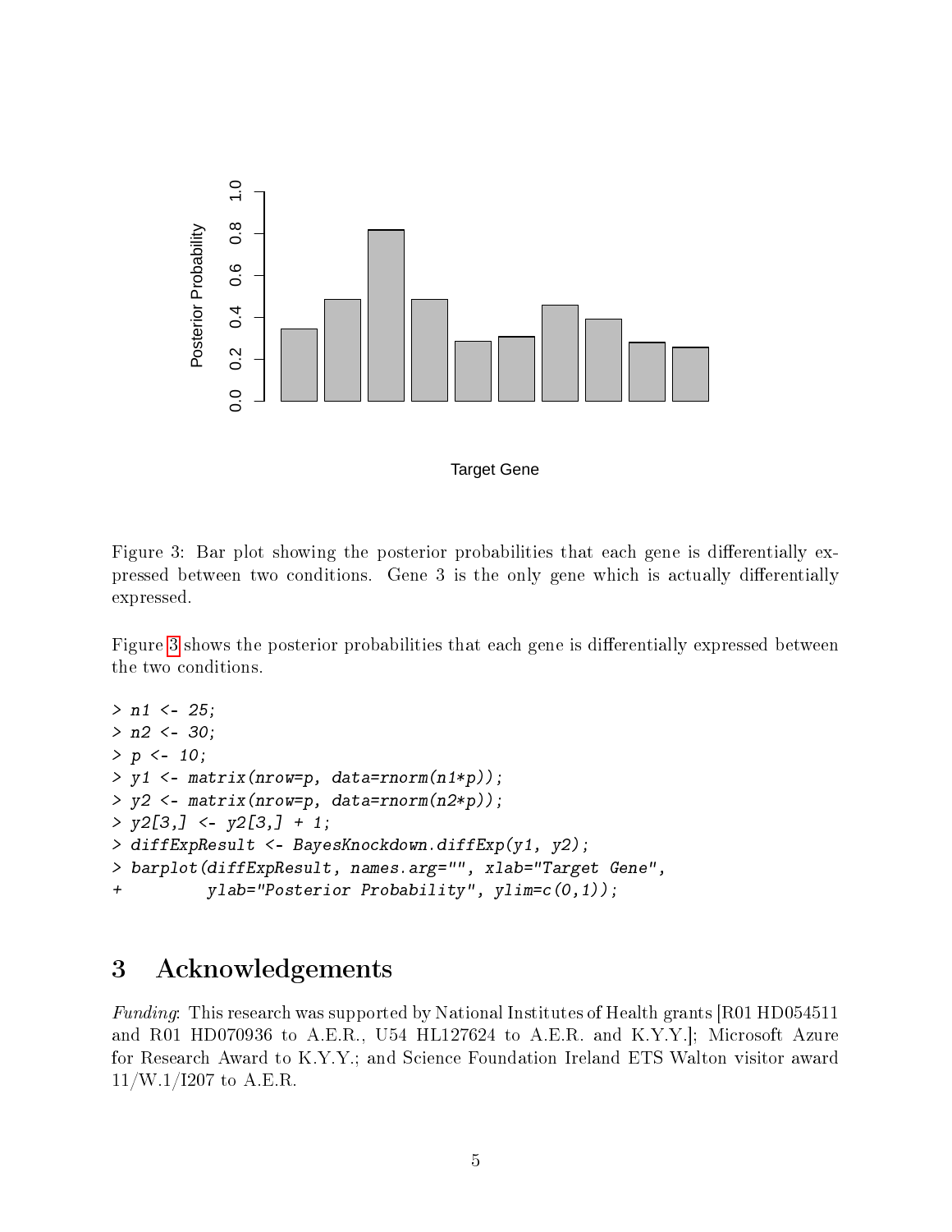Figure 3: Bar plot showing the posterior probabilities that each gene is differentially expressed between two conditions. Gene 3 is the only gene which is actually differentially expressed.

Figure 3 shows the posterior probabilities that each gene is differentially expressed between the two conditions.

```
> n1 <- 25;
> n2 <- 30;
> p <- 10;
> y1 <- matrix(nrow=p, data=rnorm(n1*p));
> y2 <- matrix(nrow=p, data=rnorm(n2*p));
> y2[3,] <- y2[3,] + 1;
> diffExpResult <- BayesKnockdown.diffExp(y1, y2);
> barplot(diffExpResult, names.arg="", xlab="Target Gene",
+         ylab="Posterior Probability", ylim=c(0,1));
```

# 3 Acknowledgements

*Funding*: This research was supported by National Institutes of Health grants [R01 HD054511 and R01 HD070936 to A.E.R., U54 HL127624 to A.E.R. and K.Y.Y.]; Microsoft Azure for Research Award to K.Y.Y.; and Science Foundation Ireland ETS Walton visitor award 11/W.1/I207 to A.E.R.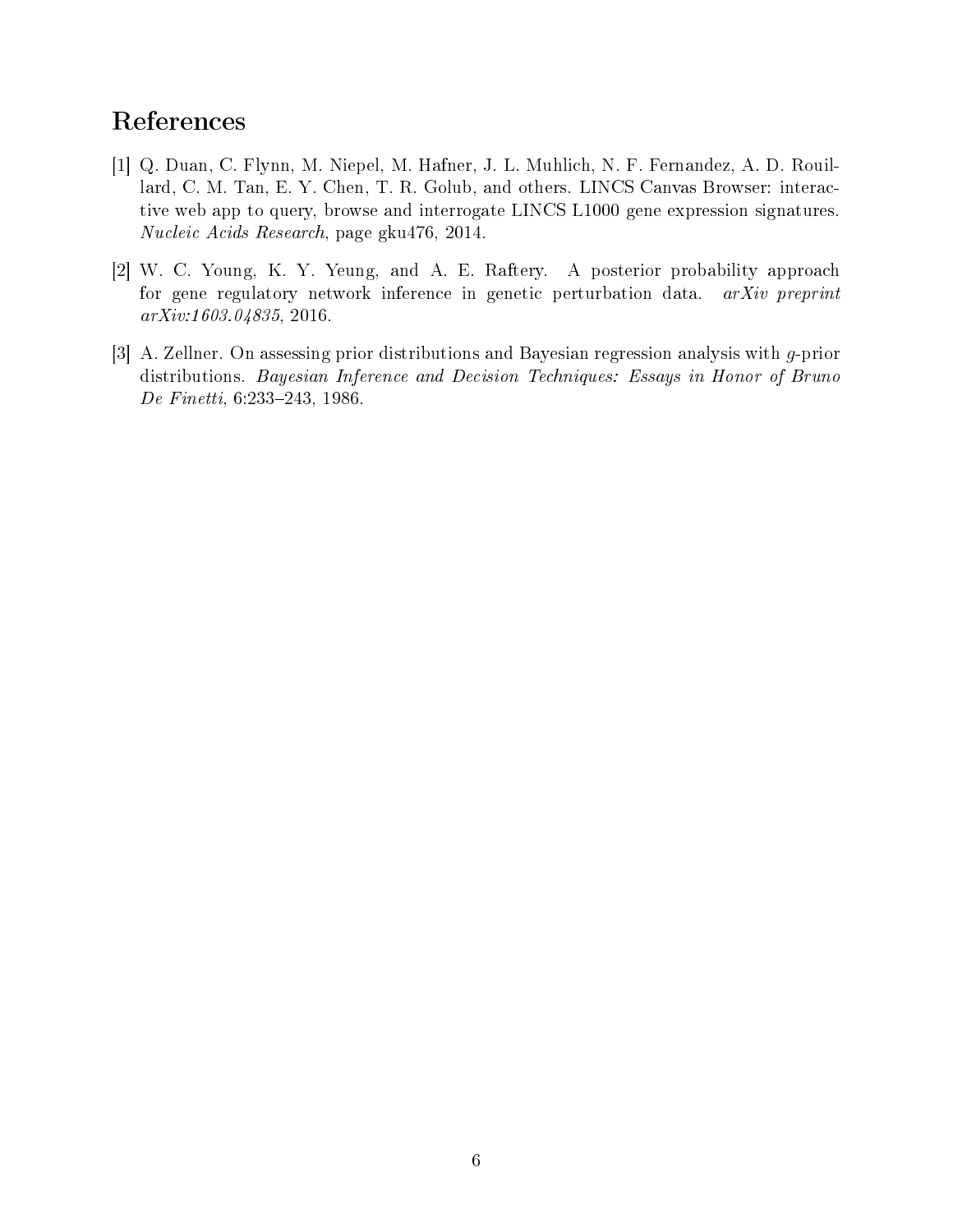## References

[1] Q. Duan, C. Flynn, M. Niepel, M. Hafner, J. L. Muhlich, N. F. Fernandez, A. D. Rouillard, C. M. Tan, E. Y. Chen, T. R. Golub, and others. LINCS Canvas Browser: interactive web app to query, browse and interrogate LINCS L1000 gene expression signatures. *Nucleic Acids Research*, page gku476, 2014.

[2] W. C. Young, K. Y. Yeung, and A. E. Raftery. A posterior probability approach for gene regulatory network inference in genetic perturbation data. *arXiv preprint arXiv:1603.04835*, 2016.

[3] A. Zellner. On assessing prior distributions and Bayesian regression analysis with $g$-prior distributions. *Bayesian Inference and Decision Techniques: Essays in Honor of Bruno De Finetti*, 6:233–243, 1986.